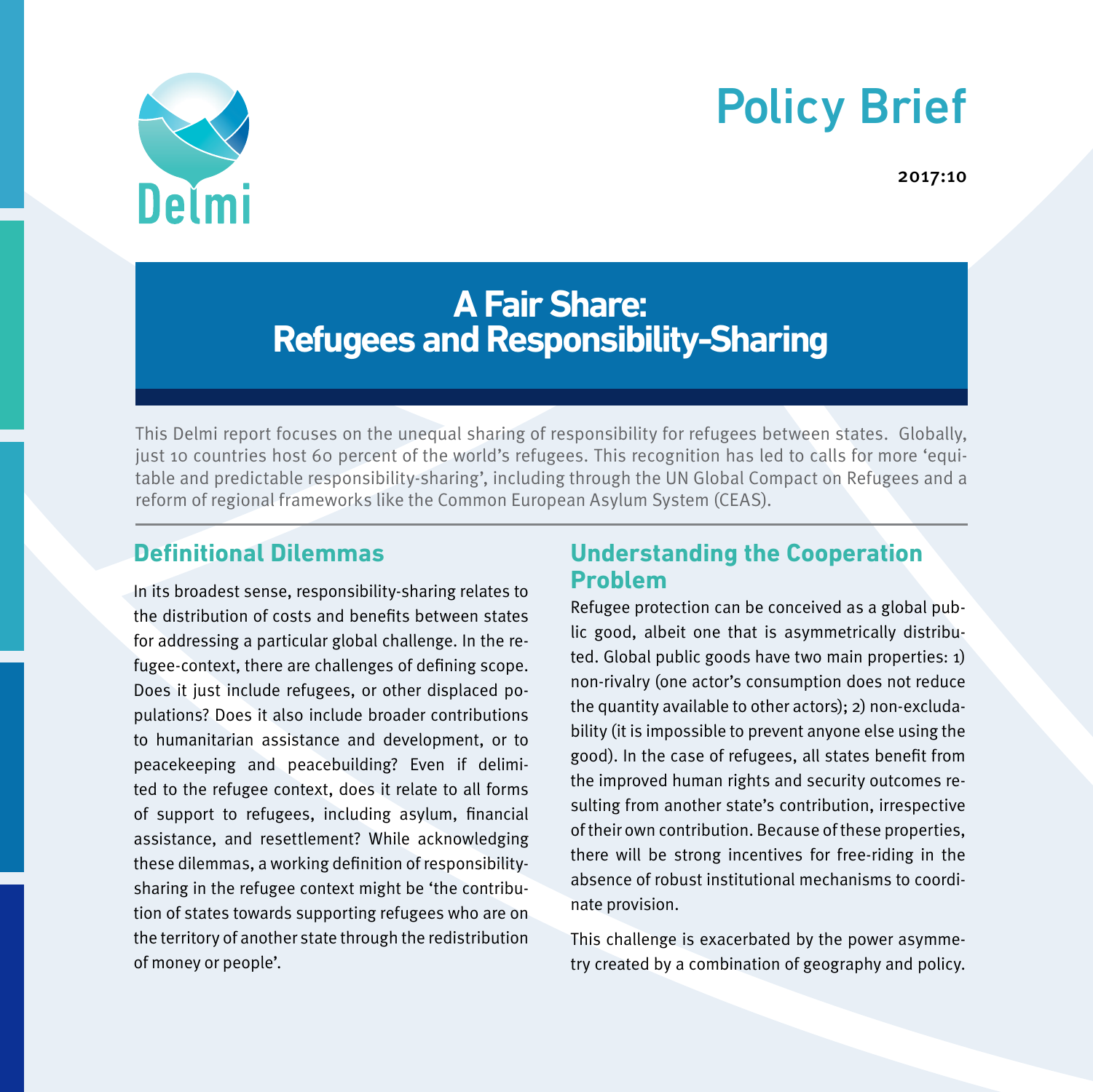Delmi

# Policy Brief

2017:10

# A Fair Share: Refugees and Responsibility-Sharing

This Delmi report focuses on the unequal sharing of responsibility for refugees between states. Globally, just 10 countries host 60 percent of the world's refugees. This recognition has led to calls for more 'equitable and predictable responsibility-sharing', including through the UN Global Compact on Refugees and a reform of regional frameworks like the Common European Asylum System (CEAS).

## Definitional Dilemmas

In its broadest sense, responsibility-sharing relates to the distribution of costs and benefits between states for addressing a particular global challenge. In the refugee-context, there are challenges of defining scope. Does it just include refugees, or other displaced populations? Does it also include broader contributions to humanitarian assistance and development, or to peacekeeping and peacebuilding? Even if delimited to the refugee context, does it relate to all forms of support to refugees, including asylum, financial assistance, and resettlement? While acknowledging these dilemmas, a working definition of responsibility-sharing in the refugee context might be 'the contribution of states towards supporting refugees who are on the territory of another state through the redistribution of money or people'.

## Understanding the Cooperation Problem

Refugee protection can be conceived as a global public good, albeit one that is asymmetrically distributed. Global public goods have two main properties: 1) non-rivalry (one actor's consumption does not reduce the quantity available to other actors); 2) non-excludability (it is impossible to prevent anyone else using the good). In the case of refugees, all states benefit from the improved human rights and security outcomes resulting from another state's contribution, irrespective of their own contribution. Because of these properties, there will be strong incentives for free-riding in the absence of robust institutional mechanisms to coordinate provision.

This challenge is exacerbated by the power asymmetry created by a combination of geography and policy.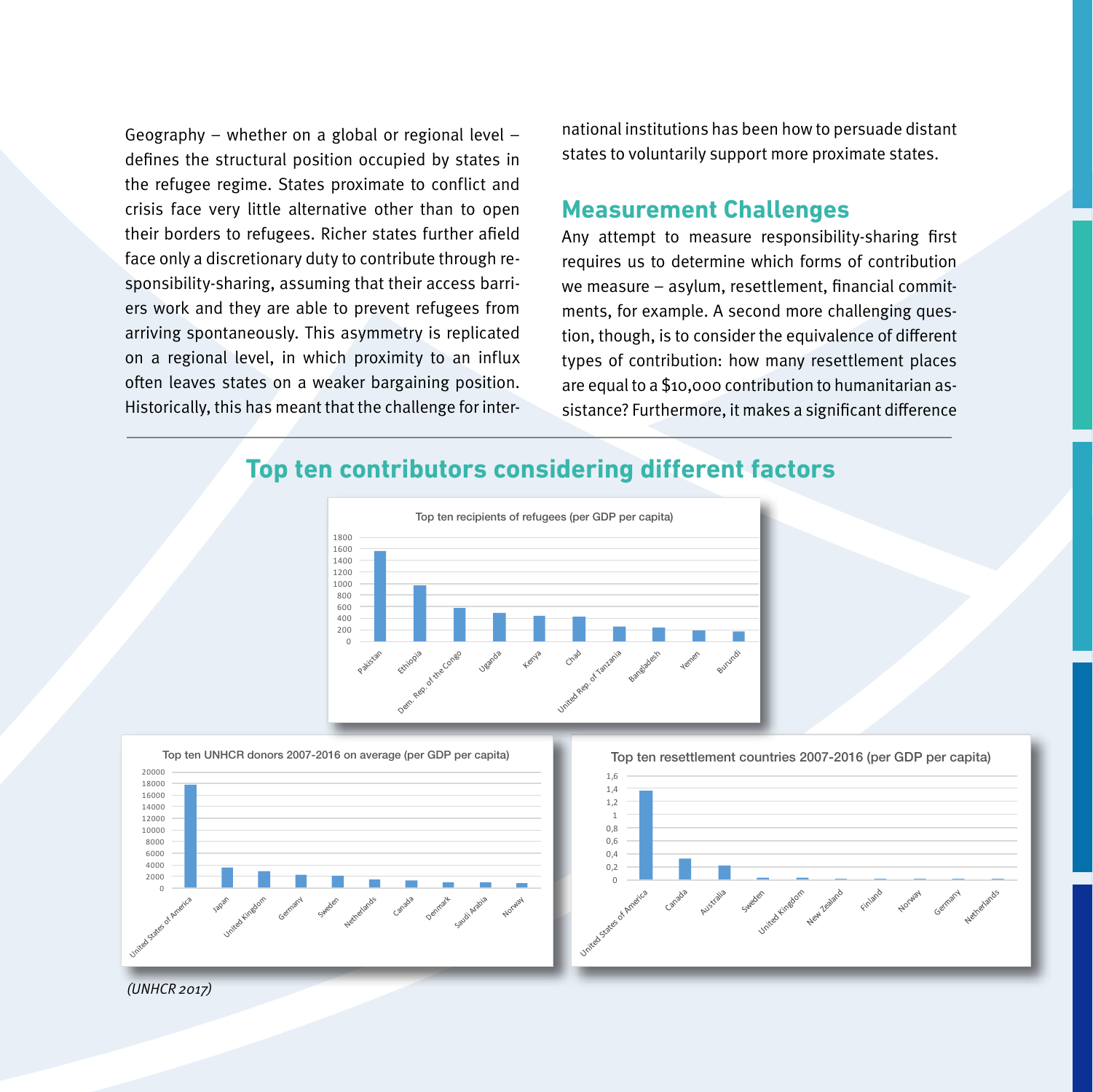Geography – whether on a global or regional level – defines the structural position occupied by states in the refugee regime. States proximate to conflict and crisis face very little alternative other than to open their borders to refugees. Richer states further afield face only a discretionary duty to contribute through responsibility-sharing, assuming that their access barriers work and they are able to prevent refugees from arriving spontaneously. This asymmetry is replicated on a regional level, in which proximity to an influx often leaves states on a weaker bargaining position. Historically, this has meant that the challenge for international institutions has been how to persuade distant states to voluntarily support more proximate states.

## Measurement Challenges

Any attempt to measure responsibility-sharing first requires us to determine which forms of contribution we measure – asylum, resettlement, financial commitments, for example. A second more challenging question, though, is to consider the equivalence of different types of contribution: how many resettlement places are equal to a $10,000 contribution to humanitarian assistance? Furthermore, it makes a significant difference

## Top ten contributors considering different factors

Top ten recipients of refugees (per GDP per capita)

Pakistan, Ethiopia, Dem. Rep. of the Congo, Uganda, Kenya, Chad, United Rep. of Tanzania, Bangladesh, Yemen, Burundi

Top ten UNHCR donors 2007-2016 on average (per GDP per capita)

United States of America, Japan, United Kingdom, Germany, Sweden, Netherlands, Canada, Denmark, Saudi Arabia, Norway

Top ten resettlement countries 2007-2016 (per GDP per capita)

United States of America, Canada, Australia, Sweden, United Kingdom, New Zealand, Finland, Norway, Germany, Netherlands

*(UNHCR 2017)*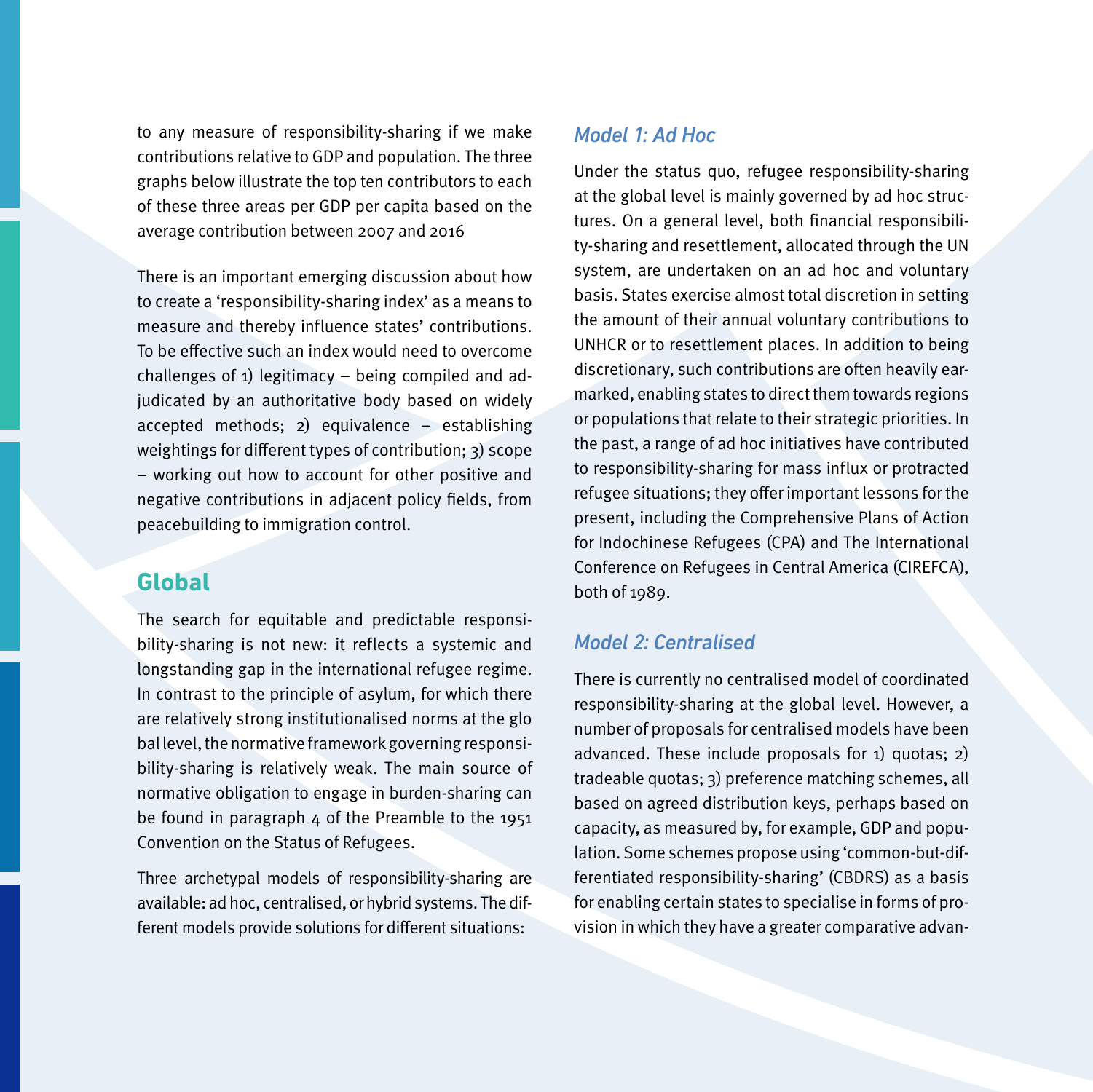to any measure of responsibility-sharing if we make contributions relative to GDP and population. The three graphs below illustrate the top ten contributors to each of these three areas per GDP per capita based on the average contribution between 2007 and 2016

There is an important emerging discussion about how to create a 'responsibility-sharing index' as a means to measure and thereby influence states' contributions. To be effective such an index would need to overcome challenges of 1) legitimacy – being compiled and adjudicated by an authoritative body based on widely accepted methods; 2) equivalence – establishing weightings for different types of contribution; 3) scope – working out how to account for other positive and negative contributions in adjacent policy fields, from peacebuilding to immigration control.

## Global

The search for equitable and predictable responsibility-sharing is not new: it reflects a systemic and longstanding gap in the international refugee regime. In contrast to the principle of asylum, for which there are relatively strong institutionalised norms at the global level, the normative framework governing responsibility-sharing is relatively weak. The main source of normative obligation to engage in burden-sharing can be found in paragraph 4 of the Preamble to the 1951 Convention on the Status of Refugees.

Three archetypal models of responsibility-sharing are available: ad hoc, centralised, or hybrid systems. The different models provide solutions for different situations:

### *Model 1: Ad Hoc*

Under the status quo, refugee responsibility-sharing at the global level is mainly governed by ad hoc structures. On a general level, both financial responsibility-sharing and resettlement, allocated through the UN system, are undertaken on an ad hoc and voluntary basis. States exercise almost total discretion in setting the amount of their annual voluntary contributions to UNHCR or to resettlement places. In addition to being discretionary, such contributions are often heavily earmarked, enabling states to direct them towards regions or populations that relate to their strategic priorities. In the past, a range of ad hoc initiatives have contributed to responsibility-sharing for mass influx or protracted refugee situations; they offer important lessons for the present, including the Comprehensive Plans of Action for Indochinese Refugees (CPA) and The International Conference on Refugees in Central America (CIREFCA), both of 1989.

### *Model 2: Centralised*

There is currently no centralised model of coordinated responsibility-sharing at the global level. However, a number of proposals for centralised models have been advanced. These include proposals for 1) quotas; 2) tradeable quotas; 3) preference matching schemes, all based on agreed distribution keys, perhaps based on capacity, as measured by, for example, GDP and population. Some schemes propose using 'common-but-differentiated responsibility-sharing' (CBDRS) as a basis for enabling certain states to specialise in forms of provision in which they have a greater comparative advan-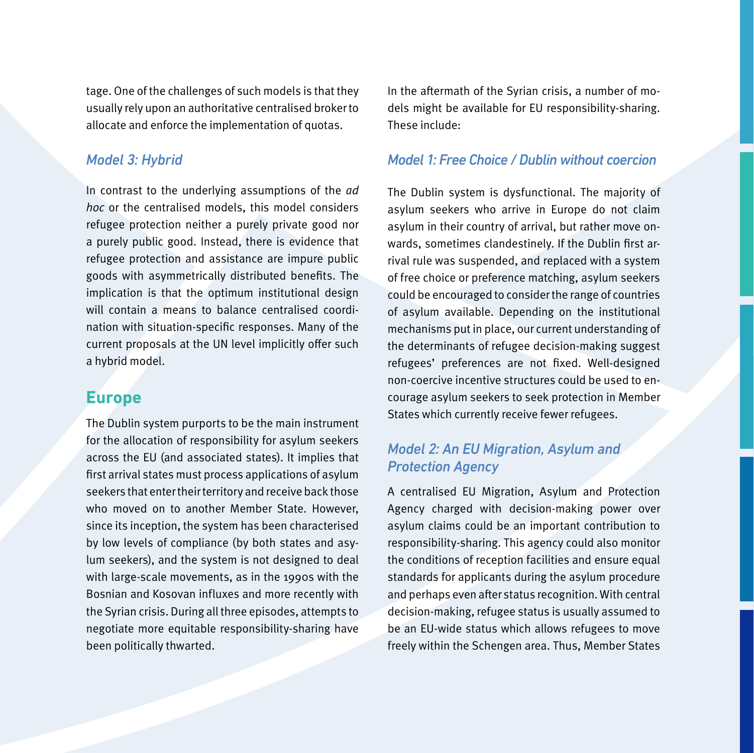tage. One of the challenges of such models is that they usually rely upon an authoritative centralised broker to allocate and enforce the implementation of quotas.

### *Model 3: Hybrid*

In contrast to the underlying assumptions of the *ad hoc* or the centralised models, this model considers refugee protection neither a purely private good nor a purely public good. Instead, there is evidence that refugee protection and assistance are impure public goods with asymmetrically distributed benefits. The implication is that the optimum institutional design will contain a means to balance centralised coordination with situation-specific responses. Many of the current proposals at the UN level implicitly offer such a hybrid model.

## Europe

The Dublin system purports to be the main instrument for the allocation of responsibility for asylum seekers across the EU (and associated states). It implies that first arrival states must process applications of asylum seekers that enter their territory and receive back those who moved on to another Member State. However, since its inception, the system has been characterised by low levels of compliance (by both states and asylum seekers), and the system is not designed to deal with large-scale movements, as in the 1990s with the Bosnian and Kosovan influxes and more recently with the Syrian crisis. During all three episodes, attempts to negotiate more equitable responsibility-sharing have been politically thwarted.

In the aftermath of the Syrian crisis, a number of models might be available for EU responsibility-sharing. These include:

### *Model 1: Free Choice / Dublin without coercion*

The Dublin system is dysfunctional. The majority of asylum seekers who arrive in Europe do not claim asylum in their country of arrival, but rather move onwards, sometimes clandestinely. If the Dublin first arrival rule was suspended, and replaced with a system of free choice or preference matching, asylum seekers could be encouraged to consider the range of countries of asylum available. Depending on the institutional mechanisms put in place, our current understanding of the determinants of refugee decision-making suggest refugees' preferences are not fixed. Well-designed non-coercive incentive structures could be used to encourage asylum seekers to seek protection in Member States which currently receive fewer refugees.

### *Model 2: An EU Migration, Asylum and Protection Agency*

A centralised EU Migration, Asylum and Protection Agency charged with decision-making power over asylum claims could be an important contribution to responsibility-sharing. This agency could also monitor the conditions of reception facilities and ensure equal standards for applicants during the asylum procedure and perhaps even after status recognition. With central decision-making, refugee status is usually assumed to be an EU-wide status which allows refugees to move freely within the Schengen area. Thus, Member States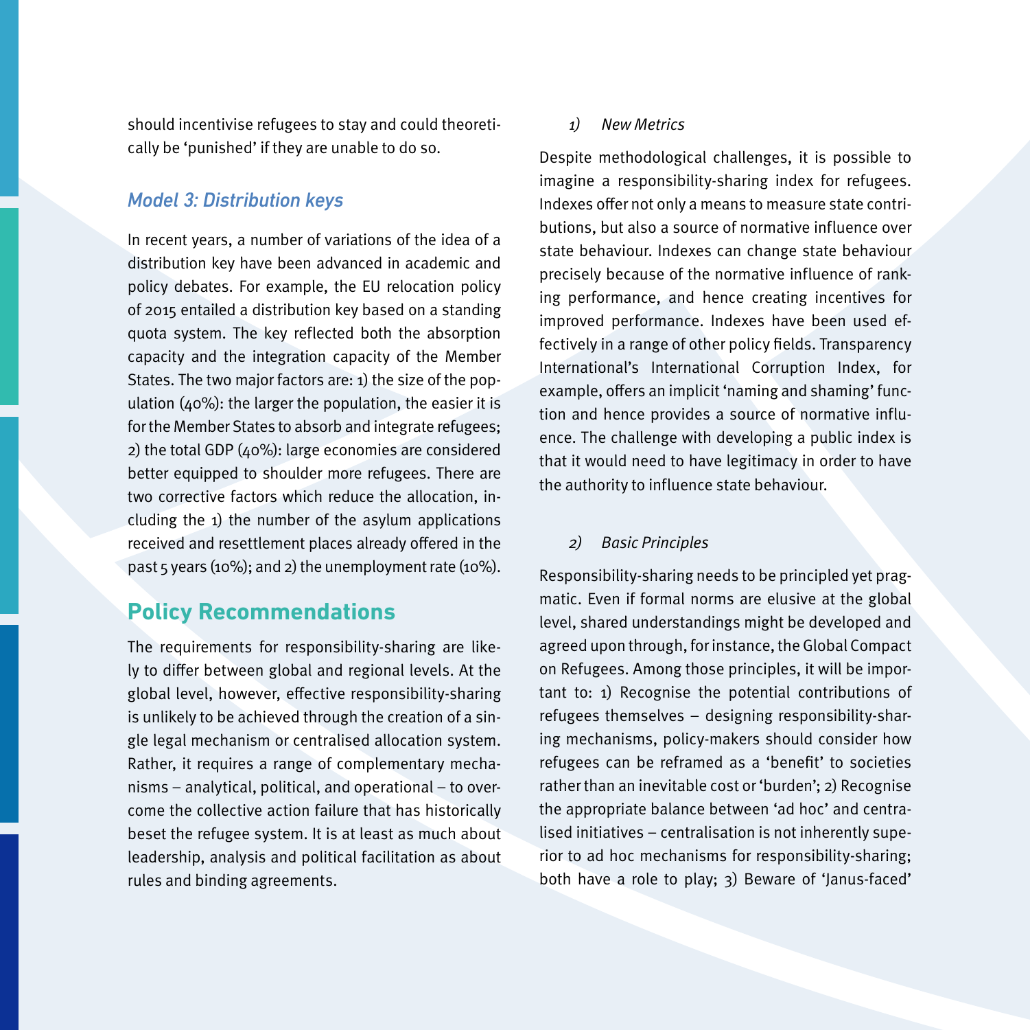should incentivise refugees to stay and could theoretically be 'punished' if they are unable to do so.

### *Model 3: Distribution keys*

In recent years, a number of variations of the idea of a distribution key have been advanced in academic and policy debates. For example, the EU relocation policy of 2015 entailed a distribution key based on a standing quota system. The key reflected both the absorption capacity and the integration capacity of the Member States. The two major factors are: 1) the size of the population (40%): the larger the population, the easier it is for the Member States to absorb and integrate refugees; 2) the total GDP (40%): large economies are considered better equipped to shoulder more refugees. There are two corrective factors which reduce the allocation, including the 1) the number of the asylum applications received and resettlement places already offered in the past 5 years (10%); and 2) the unemployment rate (10%).

## Policy Recommendations

The requirements for responsibility-sharing are likely to differ between global and regional levels. At the global level, however, effective responsibility-sharing is unlikely to be achieved through the creation of a single legal mechanism or centralised allocation system. Rather, it requires a range of complementary mechanisms – analytical, political, and operational – to overcome the collective action failure that has historically beset the refugee system. It is at least as much about leadership, analysis and political facilitation as about rules and binding agreements.

*1) New Metrics*

Despite methodological challenges, it is possible to imagine a responsibility-sharing index for refugees. Indexes offer not only a means to measure state contributions, but also a source of normative influence over state behaviour. Indexes can change state behaviour precisely because of the normative influence of ranking performance, and hence creating incentives for improved performance. Indexes have been used effectively in a range of other policy fields. Transparency International's International Corruption Index, for example, offers an implicit 'naming and shaming' function and hence provides a source of normative influence. The challenge with developing a public index is that it would need to have legitimacy in order to have the authority to influence state behaviour.

*2) Basic Principles*

Responsibility-sharing needs to be principled yet pragmatic. Even if formal norms are elusive at the global level, shared understandings might be developed and agreed upon through, for instance, the Global Compact on Refugees. Among those principles, it will be important to: 1) Recognise the potential contributions of refugees themselves – designing responsibility-sharing mechanisms, policy-makers should consider how refugees can be reframed as a 'benefit' to societies rather than an inevitable cost or 'burden'; 2) Recognise the appropriate balance between 'ad hoc' and centralised initiatives – centralisation is not inherently superior to ad hoc mechanisms for responsibility-sharing; both have a role to play; 3) Beware of 'Janus-faced'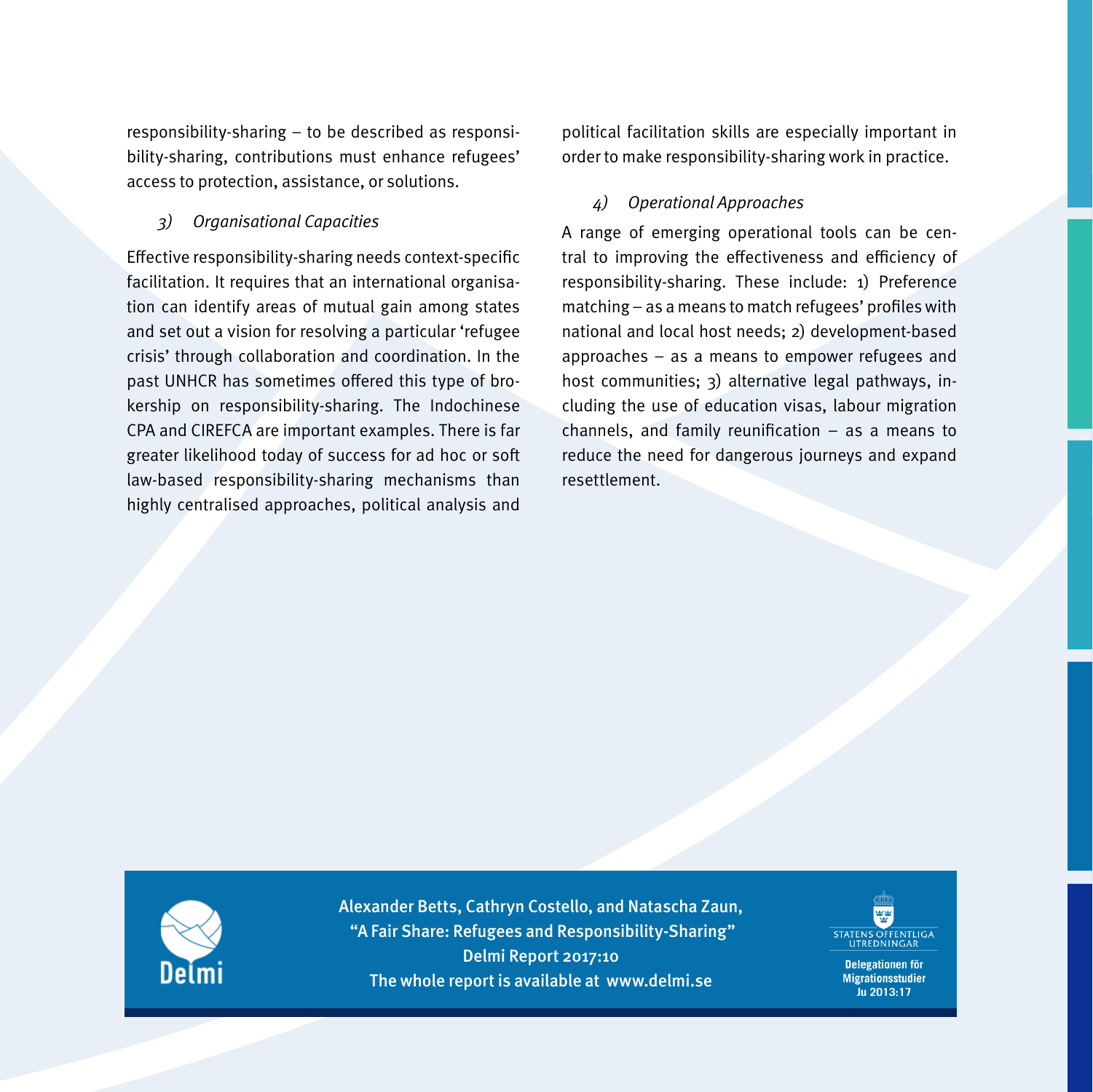responsibility-sharing – to be described as responsibility-sharing, contributions must enhance refugees' access to protection, assistance, or solutions.

*3) Organisational Capacities*

Effective responsibility-sharing needs context-specific facilitation. It requires that an international organisation can identify areas of mutual gain among states and set out a vision for resolving a particular 'refugee crisis' through collaboration and coordination. In the past UNHCR has sometimes offered this type of brokership on responsibility-sharing. The Indochinese CPA and CIREFCA are important examples. There is far greater likelihood today of success for ad hoc or soft law-based responsibility-sharing mechanisms than highly centralised approaches, political analysis and political facilitation skills are especially important in order to make responsibility-sharing work in practice.

*4) Operational Approaches*

A range of emerging operational tools can be central to improving the effectiveness and efficiency of responsibility-sharing. These include: 1) Preference matching – as a means to match refugees' profiles with national and local host needs; 2) development-based approaches – as a means to empower refugees and host communities; 3) alternative legal pathways, including the use of education visas, labour migration channels, and family reunification – as a means to reduce the need for dangerous journeys and expand resettlement.

Delmi

**Alexander Betts, Cathryn Costello, and Natascha Zaun, "A Fair Share: Refugees and Responsibility-Sharing"**
**Delmi Report 2017:10**
**The whole report is available at www.delmi.se**

STATENS OFFENTLIGA UTREDNINGAR

**Delegationen för Migrationsstudier**
**Ju 2013:17**